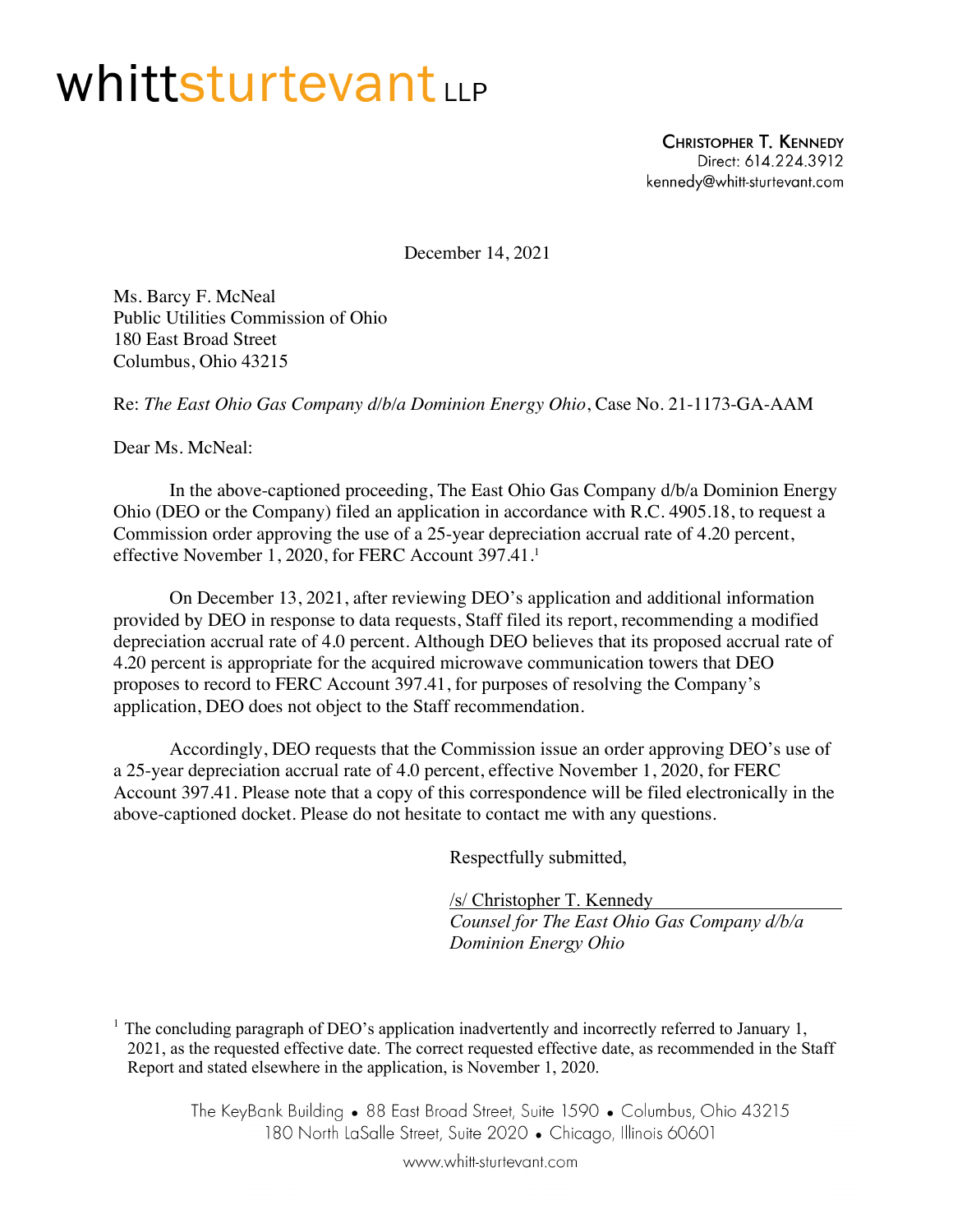# whittsturtevant LLP

**Christopher T. Kennedy**
Direct: 614.224.3912
kennedy@whitt-sturtevant.com

December 14, 2021

Ms. Barcy F. McNeal
Public Utilities Commission of Ohio
180 East Broad Street
Columbus, Ohio 43215

Re: *The East Ohio Gas Company d/b/a Dominion Energy Ohio*, Case No. 21-1173-GA-AAM

Dear Ms. McNeal:

In the above-captioned proceeding, The East Ohio Gas Company d/b/a Dominion Energy Ohio (DEO or the Company) filed an application in accordance with R.C. 4905.18, to request a Commission order approving the use of a 25-year depreciation accrual rate of 4.20 percent, effective November 1, 2020, for FERC Account 397.41.[1]

On December 13, 2021, after reviewing DEO's application and additional information provided by DEO in response to data requests, Staff filed its report, recommending a modified depreciation accrual rate of 4.0 percent. Although DEO believes that its proposed accrual rate of 4.20 percent is appropriate for the acquired microwave communication towers that DEO proposes to record to FERC Account 397.41, for purposes of resolving the Company's application, DEO does not object to the Staff recommendation.

Accordingly, DEO requests that the Commission issue an order approving DEO's use of a 25-year depreciation accrual rate of 4.0 percent, effective November 1, 2020, for FERC Account 397.41. Please note that a copy of this correspondence will be filed electronically in the above-captioned docket. Please do not hesitate to contact me with any questions.

Respectfully submitted,

/s/ Christopher T. Kennedy
*Counsel for The East Ohio Gas Company d/b/a Dominion Energy Ohio*

[1] The concluding paragraph of DEO's application inadvertently and incorrectly referred to January 1, 2021, as the requested effective date. The correct requested effective date, as recommended in the Staff Report and stated elsewhere in the application, is November 1, 2020.

The KeyBank Building • 88 East Broad Street, Suite 1590 • Columbus, Ohio 43215
180 North LaSalle Street, Suite 2020 • Chicago, Illinois 60601

www.whitt-sturtevant.com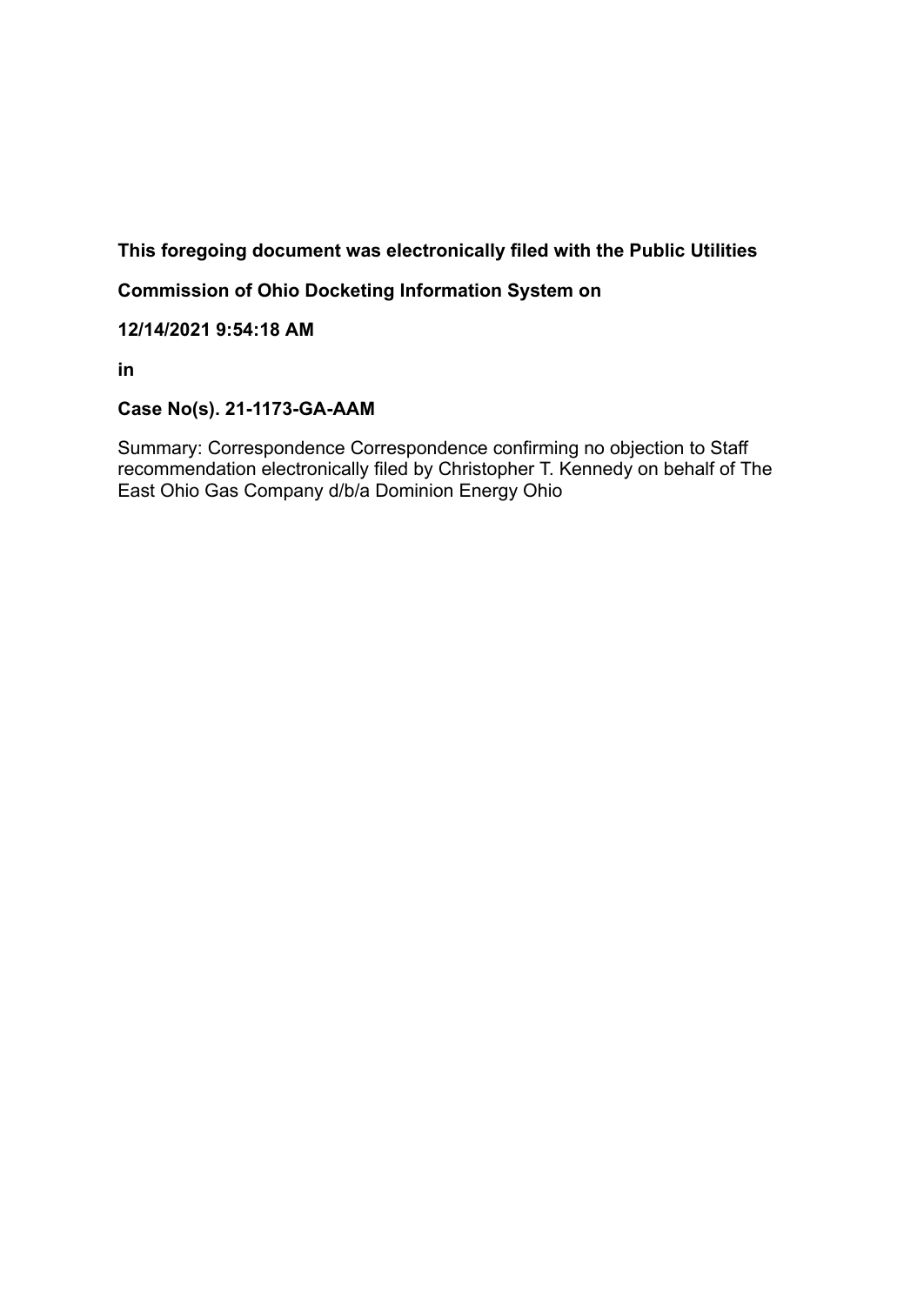**This foregoing document was electronically filed with the Public Utilities**

**Commission of Ohio Docketing Information System on**

**12/14/2021 9:54:18 AM**

**in**

**Case No(s). 21-1173-GA-AAM**

Summary: Correspondence Correspondence confirming no objection to Staff recommendation electronically filed by Christopher T. Kennedy on behalf of The East Ohio Gas Company d/b/a Dominion Energy Ohio